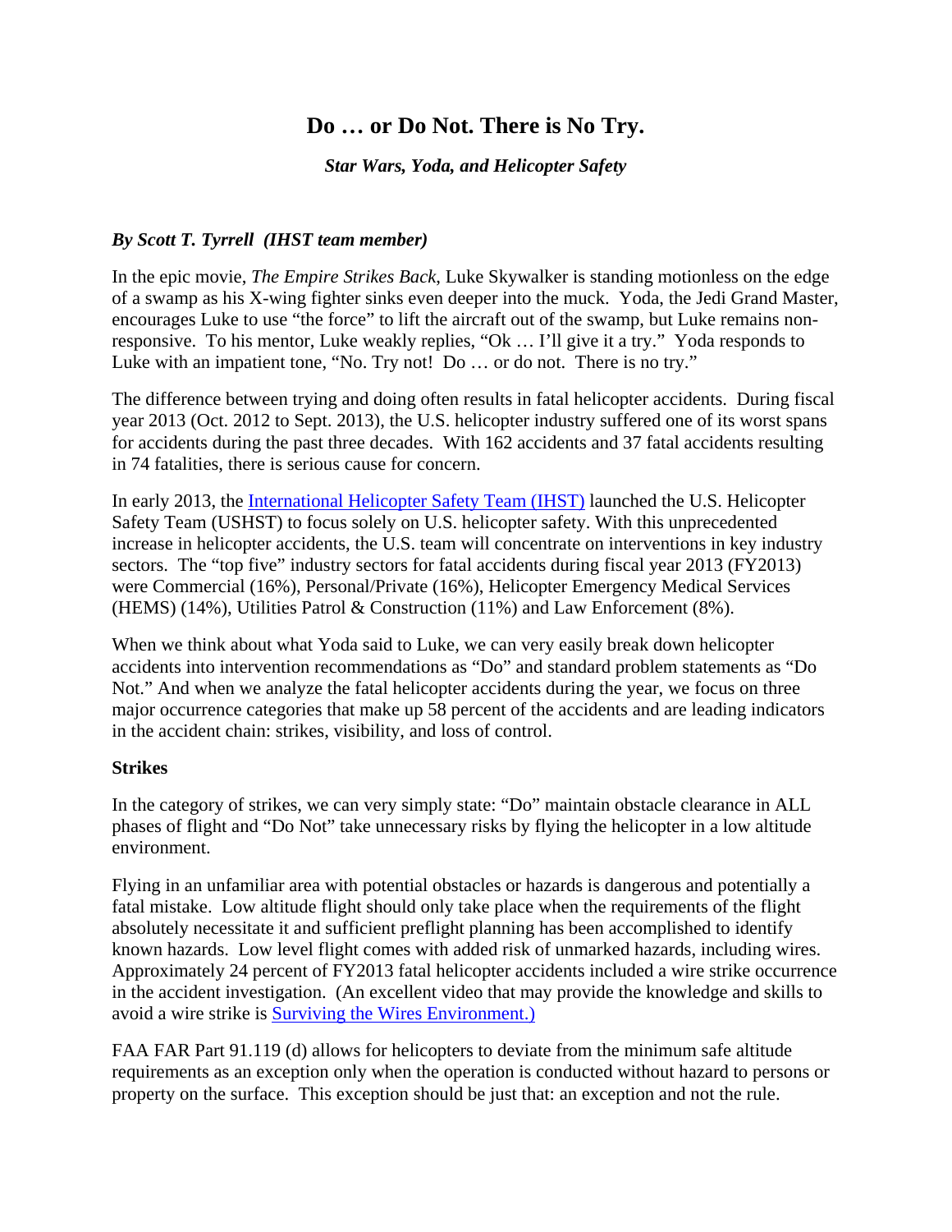# Do … or Do Not. There is No Try.

***Star Wars, Yoda, and Helicopter Safety***

***By Scott T. Tyrrell (IHST team member)***

In the epic movie, *The Empire Strikes Back*, Luke Skywalker is standing motionless on the edge of a swamp as his X-wing fighter sinks even deeper into the muck. Yoda, the Jedi Grand Master, encourages Luke to use "the force" to lift the aircraft out of the swamp, but Luke remains non-responsive. To his mentor, Luke weakly replies, "Ok … I'll give it a try." Yoda responds to Luke with an impatient tone, "No. Try not! Do … or do not. There is no try."

The difference between trying and doing often results in fatal helicopter accidents. During fiscal year 2013 (Oct. 2012 to Sept. 2013), the U.S. helicopter industry suffered one of its worst spans for accidents during the past three decades. With 162 accidents and 37 fatal accidents resulting in 74 fatalities, there is serious cause for concern.

In early 2013, the International Helicopter Safety Team (IHST) launched the U.S. Helicopter Safety Team (USHST) to focus solely on U.S. helicopter safety. With this unprecedented increase in helicopter accidents, the U.S. team will concentrate on interventions in key industry sectors. The "top five" industry sectors for fatal accidents during fiscal year 2013 (FY2013) were Commercial (16%), Personal/Private (16%), Helicopter Emergency Medical Services (HEMS) (14%), Utilities Patrol & Construction (11%) and Law Enforcement (8%).

When we think about what Yoda said to Luke, we can very easily break down helicopter accidents into intervention recommendations as "Do" and standard problem statements as "Do Not." And when we analyze the fatal helicopter accidents during the year, we focus on three major occurrence categories that make up 58 percent of the accidents and are leading indicators in the accident chain: strikes, visibility, and loss of control.

**Strikes**

In the category of strikes, we can very simply state: "Do" maintain obstacle clearance in ALL phases of flight and "Do Not" take unnecessary risks by flying the helicopter in a low altitude environment.

Flying in an unfamiliar area with potential obstacles or hazards is dangerous and potentially a fatal mistake. Low altitude flight should only take place when the requirements of the flight absolutely necessitate it and sufficient preflight planning has been accomplished to identify known hazards. Low level flight comes with added risk of unmarked hazards, including wires. Approximately 24 percent of FY2013 fatal helicopter accidents included a wire strike occurrence in the accident investigation. (An excellent video that may provide the knowledge and skills to avoid a wire strike is Surviving the Wires Environment.)

FAA FAR Part 91.119 (d) allows for helicopters to deviate from the minimum safe altitude requirements as an exception only when the operation is conducted without hazard to persons or property on the surface. This exception should be just that: an exception and not the rule.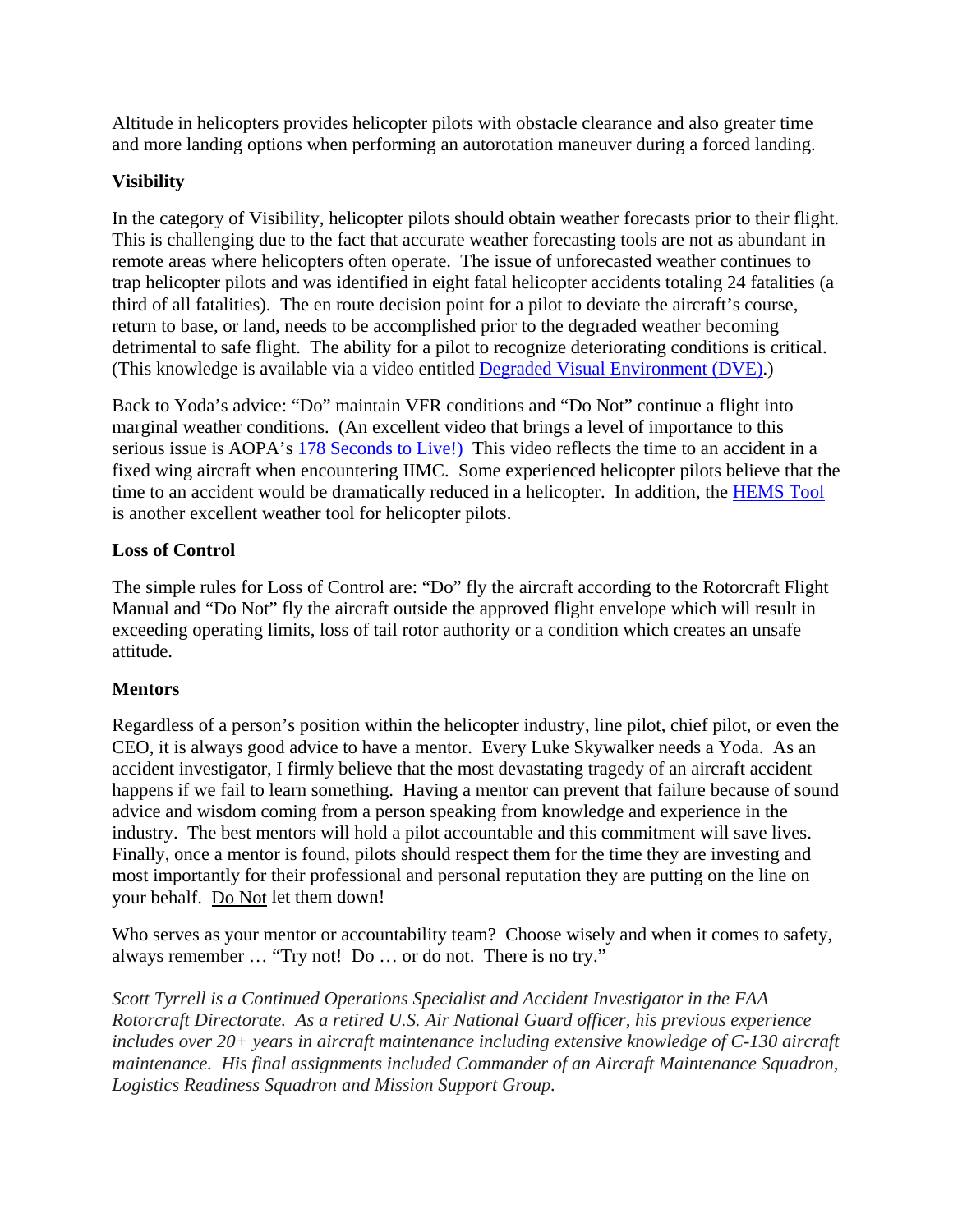Altitude in helicopters provides helicopter pilots with obstacle clearance and also greater time and more landing options when performing an autorotation maneuver during a forced landing.

**Visibility**

In the category of Visibility, helicopter pilots should obtain weather forecasts prior to their flight. This is challenging due to the fact that accurate weather forecasting tools are not as abundant in remote areas where helicopters often operate. The issue of unforecasted weather continues to trap helicopter pilots and was identified in eight fatal helicopter accidents totaling 24 fatalities (a third of all fatalities). The en route decision point for a pilot to deviate the aircraft's course, return to base, or land, needs to be accomplished prior to the degraded weather becoming detrimental to safe flight. The ability for a pilot to recognize deteriorating conditions is critical. (This knowledge is available via a video entitled Degraded Visual Environment (DVE).)

Back to Yoda's advice: "Do" maintain VFR conditions and "Do Not" continue a flight into marginal weather conditions. (An excellent video that brings a level of importance to this serious issue is AOPA's 178 Seconds to Live!) This video reflects the time to an accident in a fixed wing aircraft when encountering IIMC. Some experienced helicopter pilots believe that the time to an accident would be dramatically reduced in a helicopter. In addition, the HEMS Tool is another excellent weather tool for helicopter pilots.

**Loss of Control**

The simple rules for Loss of Control are: "Do" fly the aircraft according to the Rotorcraft Flight Manual and "Do Not" fly the aircraft outside the approved flight envelope which will result in exceeding operating limits, loss of tail rotor authority or a condition which creates an unsafe attitude.

**Mentors**

Regardless of a person's position within the helicopter industry, line pilot, chief pilot, or even the CEO, it is always good advice to have a mentor. Every Luke Skywalker needs a Yoda. As an accident investigator, I firmly believe that the most devastating tragedy of an aircraft accident happens if we fail to learn something. Having a mentor can prevent that failure because of sound advice and wisdom coming from a person speaking from knowledge and experience in the industry. The best mentors will hold a pilot accountable and this commitment will save lives. Finally, once a mentor is found, pilots should respect them for the time they are investing and most importantly for their professional and personal reputation they are putting on the line on your behalf. Do Not let them down!

Who serves as your mentor or accountability team? Choose wisely and when it comes to safety, always remember … "Try not! Do … or do not. There is no try."

*Scott Tyrrell is a Continued Operations Specialist and Accident Investigator in the FAA Rotorcraft Directorate. As a retired U.S. Air National Guard officer, his previous experience includes over 20+ years in aircraft maintenance including extensive knowledge of C-130 aircraft maintenance. His final assignments included Commander of an Aircraft Maintenance Squadron, Logistics Readiness Squadron and Mission Support Group.*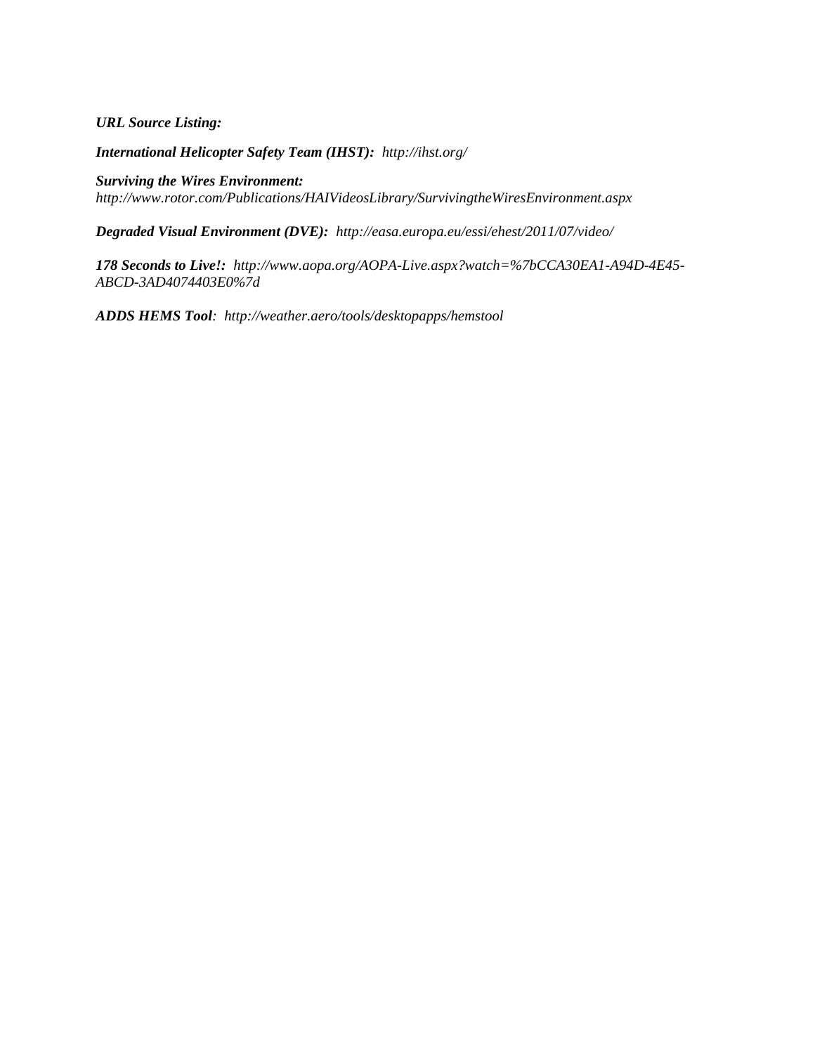***URL Source Listing:***

***International Helicopter Safety Team (IHST):*** *http://ihst.org/*

***Surviving the Wires Environment:***
*http://www.rotor.com/Publications/HAIVideosLibrary/SurvivingtheWiresEnvironment.aspx*

***Degraded Visual Environment (DVE):*** *http://easa.europa.eu/essi/ehest/2011/07/video/*

***178 Seconds to Live!:*** *http://www.aopa.org/AOPA-Live.aspx?watch=%7bCCA30EA1-A94D-4E45-ABCD-3AD4074403E0%7d*

***ADDS HEMS Tool****:* *http://weather.aero/tools/desktopapps/hemstool*